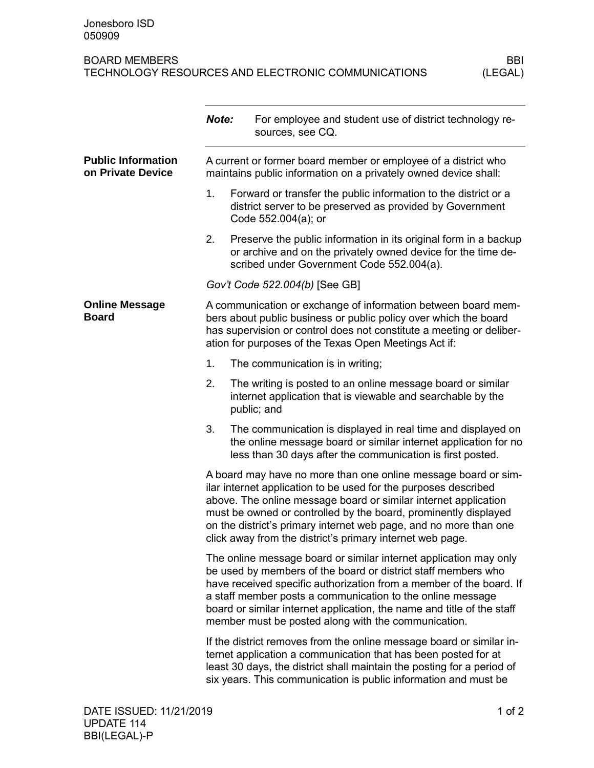Jonesboro ISD
050909

# BOARD MEMBERS
## TECHNOLOGY RESOURCES AND ELECTRONIC COMMUNICATIONS
BBI (LEGAL)

***Note:*** For employee and student use of district technology resources, see CQ.

### Public Information on Private Device

A current or former board member or employee of a district who maintains public information on a privately owned device shall:

1. Forward or transfer the public information to the district or a district server to be preserved as provided by Government Code 552.004(a); or
2. Preserve the public information in its original form in a backup or archive and on the privately owned device for the time described under Government Code 552.004(a).

*Gov't Code 522.004(b)* [See GB]

### Online Message Board

A communication or exchange of information between board members about public business or public policy over which the board has supervision or control does not constitute a meeting or deliberation for purposes of the Texas Open Meetings Act if:

1. The communication is in writing;
2. The writing is posted to an online message board or similar internet application that is viewable and searchable by the public; and
3. The communication is displayed in real time and displayed on the online message board or similar internet application for no less than 30 days after the communication is first posted.

A board may have no more than one online message board or similar internet application to be used for the purposes described above. The online message board or similar internet application must be owned or controlled by the board, prominently displayed on the district's primary internet web page, and no more than one click away from the district's primary internet web page.

The online message board or similar internet application may only be used by members of the board or district staff members who have received specific authorization from a member of the board. If a staff member posts a communication to the online message board or similar internet application, the name and title of the staff member must be posted along with the communication.

If the district removes from the online message board or similar internet application a communication that has been posted for at least 30 days, the district shall maintain the posting for a period of six years. This communication is public information and must be

DATE ISSUED: 11/21/2019
UPDATE 114
BBI(LEGAL)-P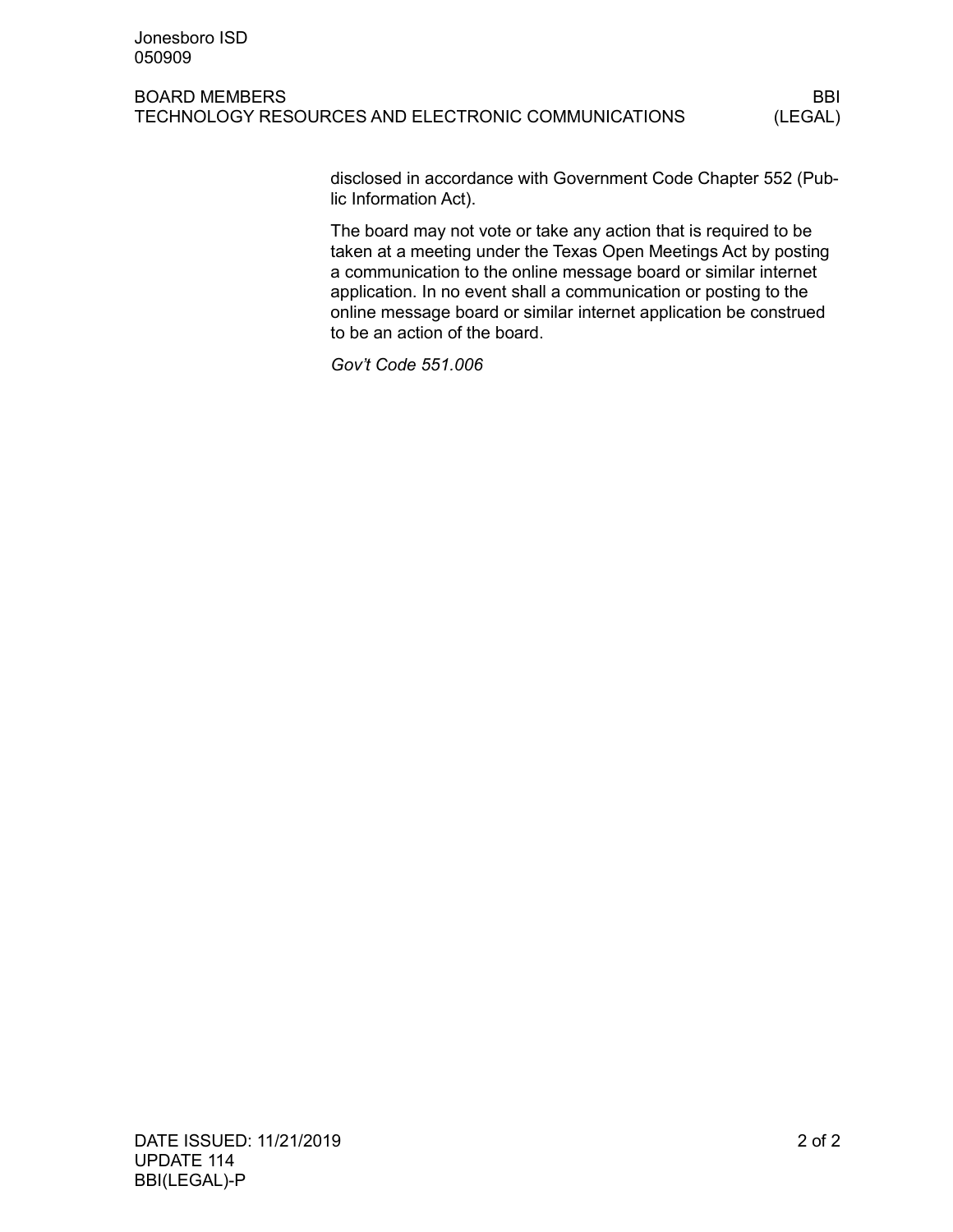disclosed in accordance with Government Code Chapter 552 (Public Information Act).

The board may not vote or take any action that is required to be taken at a meeting under the Texas Open Meetings Act by posting a communication to the online message board or similar internet application. In no event shall a communication or posting to the online message board or similar internet application be construed to be an action of the board.

*Gov't Code 551.006*